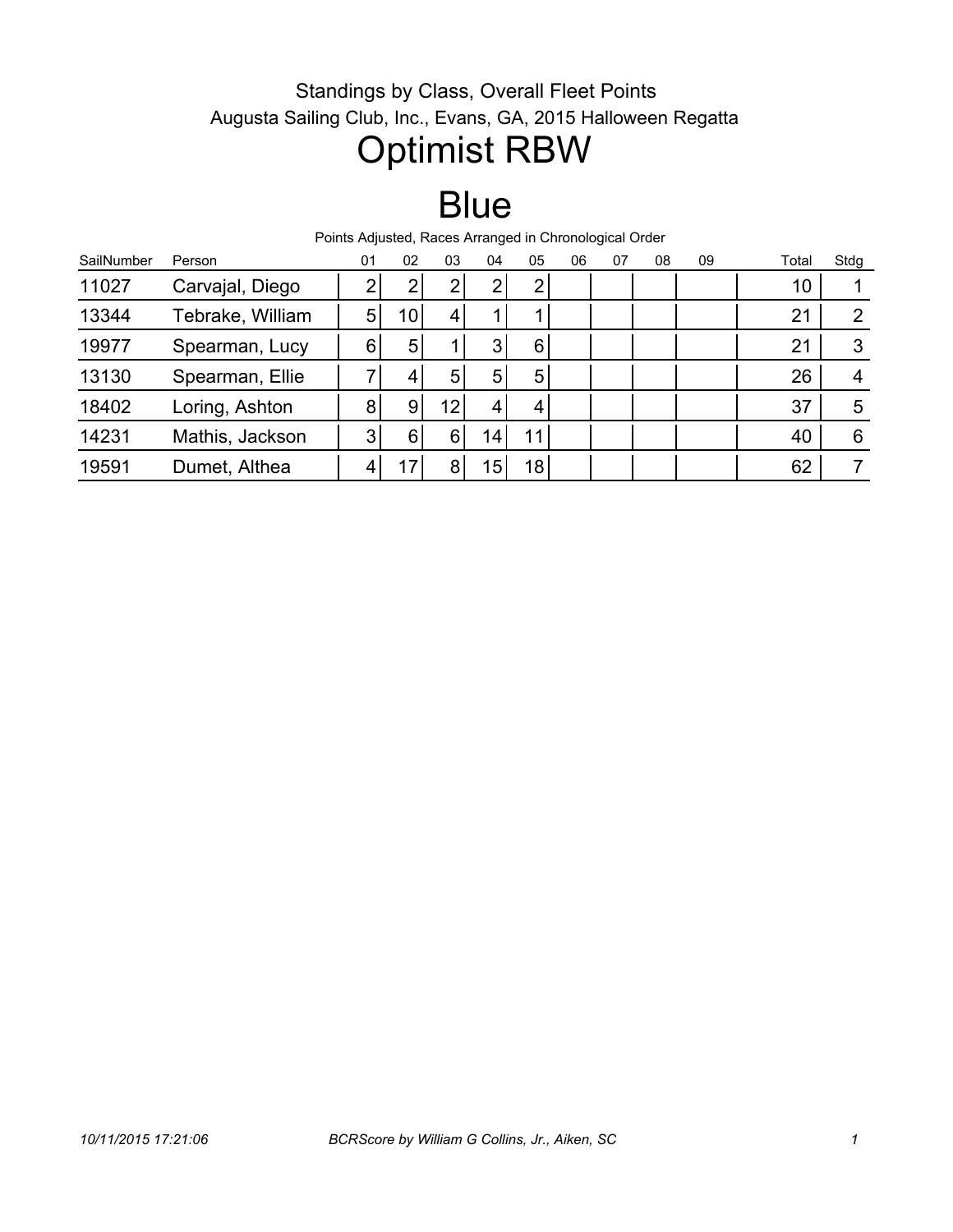Standings by Class, Overall Fleet Points

Augusta Sailing Club, Inc., Evans, GA, 2015 Halloween Regatta

# Optimist RBW

# Blue

Points Adjusted, Races Arranged in Chronological Order

| SailNumber | Person | 01 | 02 | 03 | 04 | 05 | 06 | 07 | 08 | 09 | Total | Stdg |
|---|---|---|---|---|---|---|---|---|---|---|---|---|
| 11027 | Carvajal, Diego | 2 | 2 | 2 | 2 | 2 | | | | | 10 | 1 |
| 13344 | Tebrake, William | 5 | 10 | 4 | 1 | 1 | | | | | 21 | 2 |
| 19977 | Spearman, Lucy | 6 | 5 | 1 | 3 | 6 | | | | | 21 | 3 |
| 13130 | Spearman, Ellie | 7 | 4 | 5 | 5 | 5 | | | | | 26 | 4 |
| 18402 | Loring, Ashton | 8 | 9 | 12 | 4 | 4 | | | | | 37 | 5 |
| 14231 | Mathis, Jackson | 3 | 6 | 6 | 14 | 11 | | | | | 40 | 6 |
| 19591 | Dumet, Althea | 4 | 17 | 8 | 15 | 18 | | | | | 62 | 7 |

*10/11/2015 17:21:06* *BCRScore by William G Collins, Jr., Aiken, SC*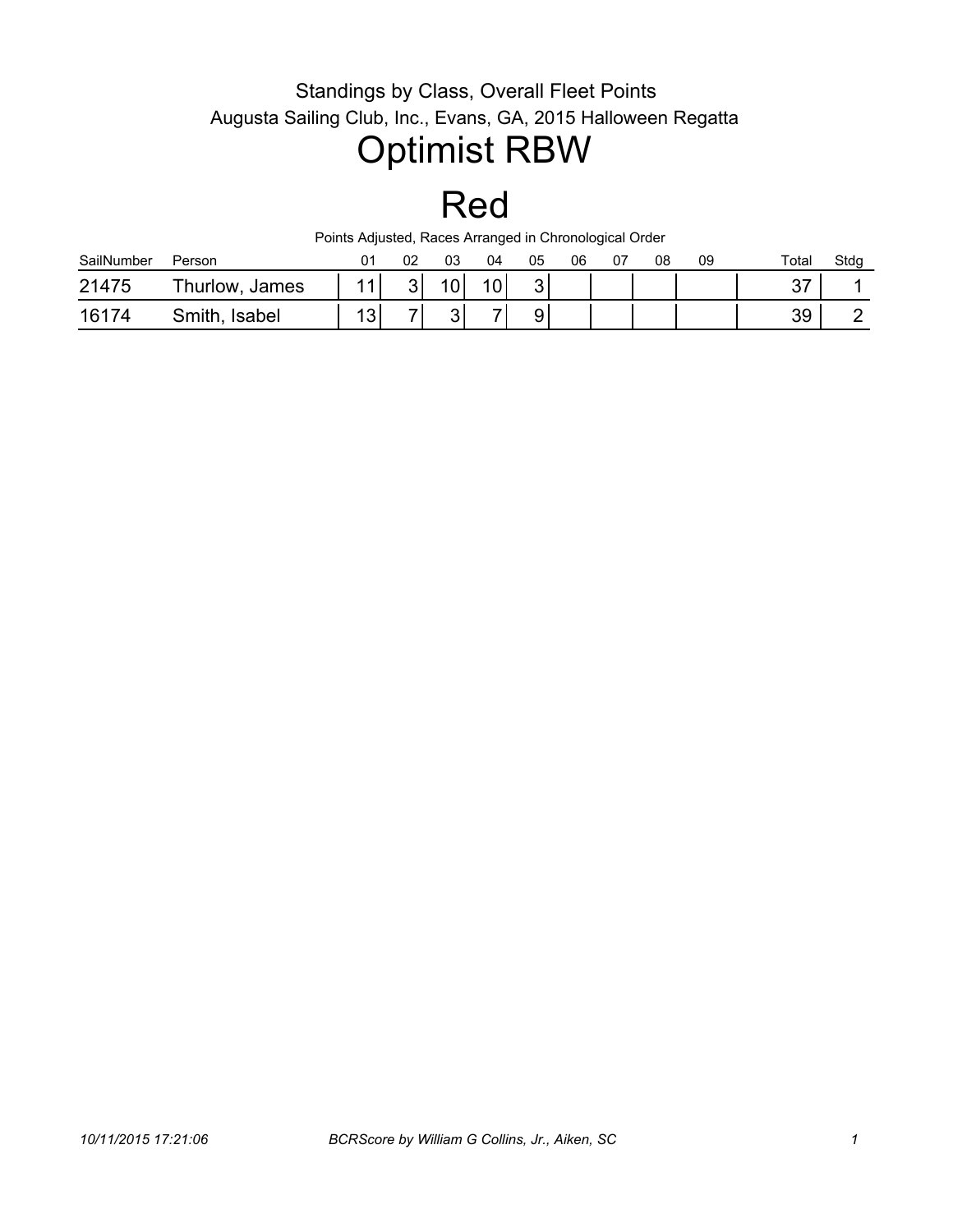Standings by Class, Overall Fleet Points

Augusta Sailing Club, Inc., Evans, GA, 2015 Halloween Regatta

# Optimist RBW

# Red

Points Adjusted, Races Arranged in Chronological Order

| SailNumber | Person | 01 | 02 | 03 | 04 | 05 | 06 | 07 | 08 | 09 | Total | Stdg |
|---|---|---|---|---|---|---|---|---|---|---|---|---|
| 21475 | Thurlow, James | 11 | 3 | 10 | 10 | 3 | | | | | 37 | 1 |
| 16174 | Smith, Isabel | 13 | 7 | 3 | 7 | 9 | | | | | 39 | 2 |

10/11/2015 17:21:06 BCRScore by William G Collins, Jr., Aiken, SC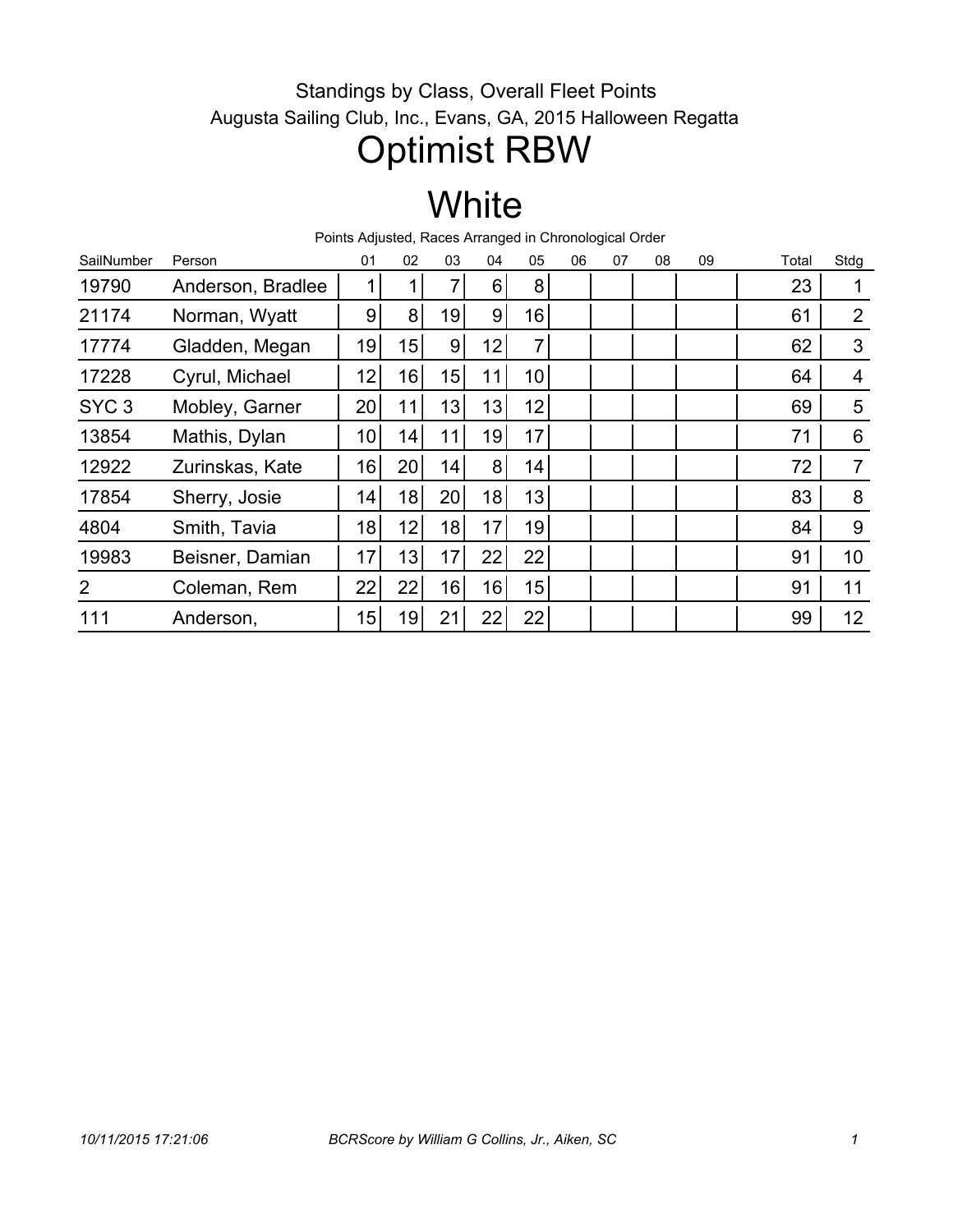Standings by Class, Overall Fleet Points

Augusta Sailing Club, Inc., Evans, GA, 2015 Halloween Regatta

# Optimist RBW

# White

Points Adjusted, Races Arranged in Chronological Order

| SailNumber | Person | 01 | 02 | 03 | 04 | 05 | 06 | 07 | 08 | 09 | Total | Stdg |
|---|---|---|---|---|---|---|---|---|---|---|---|---|
| 19790 | Anderson, Bradlee | 1 | 1 | 7 | 6 | 8 | | | | | 23 | 1 |
| 21174 | Norman, Wyatt | 9 | 8 | 19 | 9 | 16 | | | | | 61 | 2 |
| 17774 | Gladden, Megan | 19 | 15 | 9 | 12 | 7 | | | | | 62 | 3 |
| 17228 | Cyrul, Michael | 12 | 16 | 15 | 11 | 10 | | | | | 64 | 4 |
| SYC 3 | Mobley, Garner | 20 | 11 | 13 | 13 | 12 | | | | | 69 | 5 |
| 13854 | Mathis, Dylan | 10 | 14 | 11 | 19 | 17 | | | | | 71 | 6 |
| 12922 | Zurinskas, Kate | 16 | 20 | 14 | 8 | 14 | | | | | 72 | 7 |
| 17854 | Sherry, Josie | 14 | 18 | 20 | 18 | 13 | | | | | 83 | 8 |
| 4804 | Smith, Tavia | 18 | 12 | 18 | 17 | 19 | | | | | 84 | 9 |
| 19983 | Beisner, Damian | 17 | 13 | 17 | 22 | 22 | | | | | 91 | 10 |
| 2 | Coleman, Rem | 22 | 22 | 16 | 16 | 15 | | | | | 91 | 11 |
| 111 | Anderson, | 15 | 19 | 21 | 22 | 22 | | | | | 99 | 12 |

10/11/2015 17:21:06 BCRScore by William G Collins, Jr., Aiken, SC